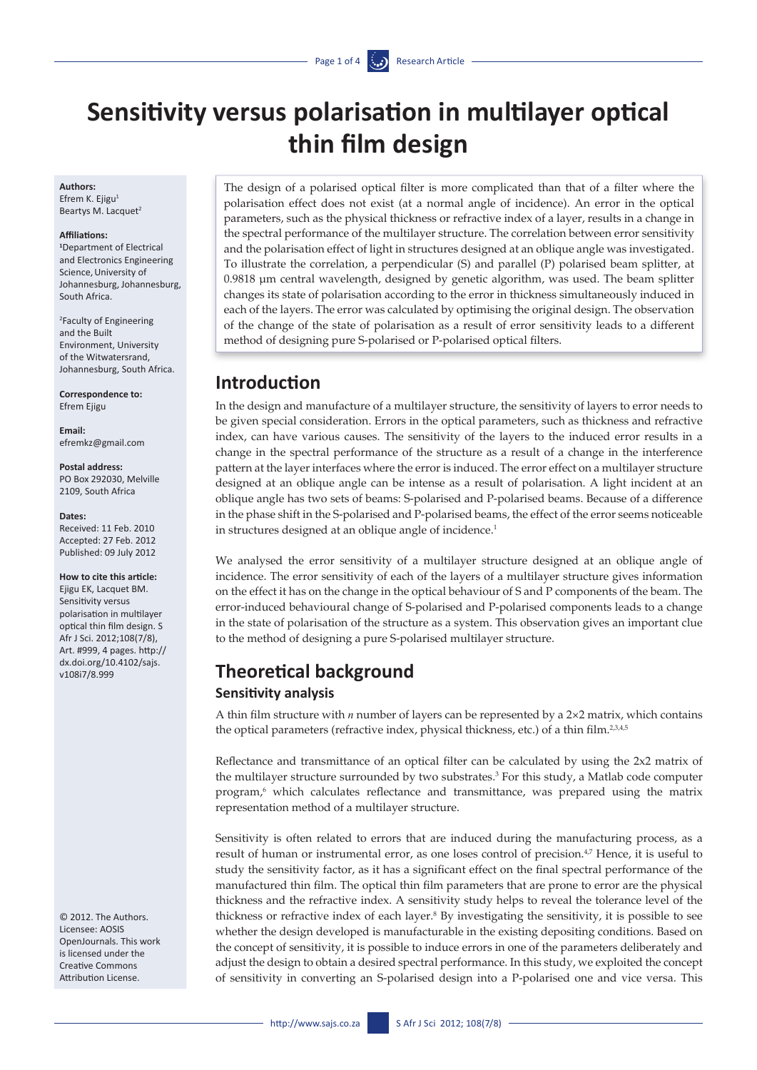# Sensitivity versus polarisation in multilayer optical thin film design

**Authors:**
Efrem K. Ejigu[1]
Beartys M. Lacquet[2]

**Affiliations:**
[1]Department of Electrical and Electronics Engineering Science, University of Johannesburg, Johannesburg, South Africa.

[2]Faculty of Engineering and the Built Environment, University of the Witwatersrand, Johannesburg, South Africa.

**Correspondence to:**
Efrem Ejigu

**Email:**
efremkz@gmail.com

**Postal address:**
PO Box 292030, Melville 2109, South Africa

**Dates:**
Received: 11 Feb. 2010
Accepted: 27 Feb. 2012
Published: 09 July 2012

**How to cite this article:**
Ejigu EK, Lacquet BM. Sensitivity versus polarisation in multilayer optical thin film design. S Afr J Sci. 2012;108(7/8), Art. #999, 4 pages. http://dx.doi.org/10.4102/sajs.v108i7/8.999

© 2012. The Authors. Licensee: AOSIS OpenJournals. This work is licensed under the Creative Commons Attribution License.

The design of a polarised optical filter is more complicated than that of a filter where the polarisation effect does not exist (at a normal angle of incidence). An error in the optical parameters, such as the physical thickness or refractive index of a layer, results in a change in the spectral performance of the multilayer structure. The correlation between error sensitivity and the polarisation effect of light in structures designed at an oblique angle was investigated. To illustrate the correlation, a perpendicular (S) and parallel (P) polarised beam splitter, at 0.9818 µm central wavelength, designed by genetic algorithm, was used. The beam splitter changes its state of polarisation according to the error in thickness simultaneously induced in each of the layers. The error was calculated by optimising the original design. The observation of the change of the state of polarisation as a result of error sensitivity leads to a different method of designing pure S-polarised or P-polarised optical filters.

## Introduction

In the design and manufacture of a multilayer structure, the sensitivity of layers to error needs to be given special consideration. Errors in the optical parameters, such as thickness and refractive index, can have various causes. The sensitivity of the layers to the induced error results in a change in the spectral performance of the structure as a result of a change in the interference pattern at the layer interfaces where the error is induced. The error effect on a multilayer structure designed at an oblique angle can be intense as a result of polarisation. A light incident at an oblique angle has two sets of beams: S-polarised and P-polarised beams. Because of a difference in the phase shift in the S-polarised and P-polarised beams, the effect of the error seems noticeable in structures designed at an oblique angle of incidence.[1]

We analysed the error sensitivity of a multilayer structure designed at an oblique angle of incidence. The error sensitivity of each of the layers of a multilayer structure gives information on the effect it has on the change in the optical behaviour of S and P components of the beam. The error-induced behavioural change of S-polarised and P-polarised components leads to a change in the state of polarisation of the structure as a system. This observation gives an important clue to the method of designing a pure S-polarised multilayer structure.

## Theoretical background

### Sensitivity analysis

A thin film structure with $n$ number of layers can be represented by a 2×2 matrix, which contains the optical parameters (refractive index, physical thickness, etc.) of a thin film.[2,3,4,5]

Reflectance and transmittance of an optical filter can be calculated by using the 2x2 matrix of the multilayer structure surrounded by two substrates.[3] For this study, a Matlab code computer program,[6] which calculates reflectance and transmittance, was prepared using the matrix representation method of a multilayer structure.

Sensitivity is often related to errors that are induced during the manufacturing process, as a result of human or instrumental error, as one loses control of precision.[4,7] Hence, it is useful to study the sensitivity factor, as it has a significant effect on the final spectral performance of the manufactured thin film. The optical thin film parameters that are prone to error are the physical thickness and the refractive index. A sensitivity study helps to reveal the tolerance level of the thickness or refractive index of each layer.[8] By investigating the sensitivity, it is possible to see whether the design developed is manufacturable in the existing depositing conditions. Based on the concept of sensitivity, it is possible to induce errors in one of the parameters deliberately and adjust the design to obtain a desired spectral performance. In this study, we exploited the concept of sensitivity in converting an S-polarised design into a P-polarised one and vice versa. This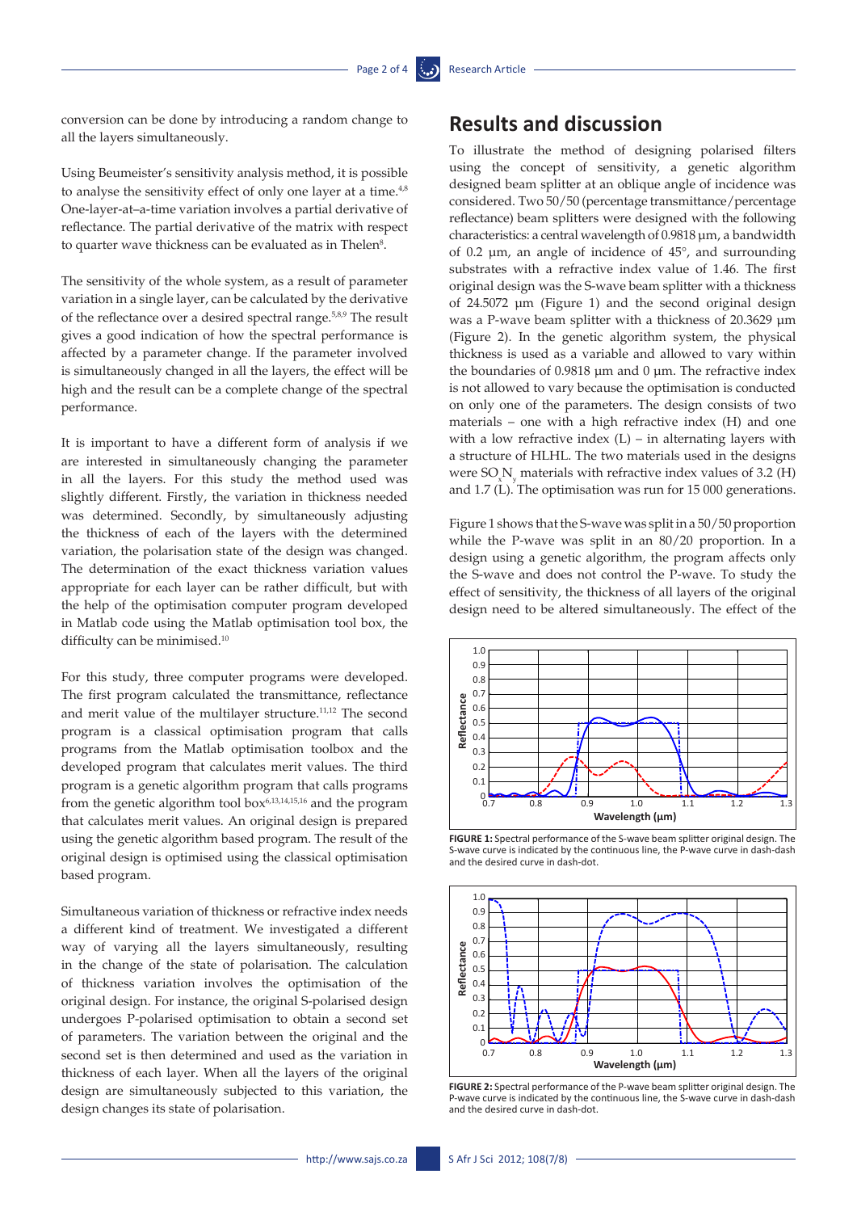conversion can be done by introducing a random change to all the layers simultaneously.

Using Beumeister's sensitivity analysis method, it is possible to analyse the sensitivity effect of only one layer at a time.[4,8] One-layer-at–a-time variation involves a partial derivative of reflectance. The partial derivative of the matrix with respect to quarter wave thickness can be evaluated as in Thelen[8].

The sensitivity of the whole system, as a result of parameter variation in a single layer, can be calculated by the derivative of the reflectance over a desired spectral range.[5,8,9] The result gives a good indication of how the spectral performance is affected by a parameter change. If the parameter involved is simultaneously changed in all the layers, the effect will be high and the result can be a complete change of the spectral performance.

It is important to have a different form of analysis if we are interested in simultaneously changing the parameter in all the layers. For this study the method used was slightly different. Firstly, the variation in thickness needed was determined. Secondly, by simultaneously adjusting the thickness of each of the layers with the determined variation, the polarisation state of the design was changed. The determination of the exact thickness variation values appropriate for each layer can be rather difficult, but with the help of the optimisation computer program developed in Matlab code using the Matlab optimisation tool box, the difficulty can be minimised.[10]

For this study, three computer programs were developed. The first program calculated the transmittance, reflectance and merit value of the multilayer structure.[11,12] The second program is a classical optimisation program that calls programs from the Matlab optimisation toolbox and the developed program that calculates merit values. The third program is a genetic algorithm program that calls programs from the genetic algorithm tool box[6,13,14,15,16] and the program that calculates merit values. An original design is prepared using the genetic algorithm based program. The result of the original design is optimised using the classical optimisation based program.

Simultaneous variation of thickness or refractive index needs a different kind of treatment. We investigated a different way of varying all the layers simultaneously, resulting in the change of the state of polarisation. The calculation of thickness variation involves the optimisation of the original design. For instance, the original S-polarised design undergoes P-polarised optimisation to obtain a second set of parameters. The variation between the original and the second set is then determined and used as the variation in thickness of each layer. When all the layers of the original design are simultaneously subjected to this variation, the design changes its state of polarisation.

## Results and discussion

To illustrate the method of designing polarised filters using the concept of sensitivity, a genetic algorithm designed beam splitter at an oblique angle of incidence was considered. Two 50/50 (percentage transmittance/percentage reflectance) beam splitters were designed with the following characteristics: a central wavelength of 0.9818 µm, a bandwidth of 0.2 µm, an angle of incidence of 45°, and surrounding substrates with a refractive index value of 1.46. The first original design was the S-wave beam splitter with a thickness of 24.5072 µm (Figure 1) and the second original design was a P-wave beam splitter with a thickness of 20.3629 µm (Figure 2). In the genetic algorithm system, the physical thickness is used as a variable and allowed to vary within the boundaries of 0.9818 µm and 0 µm. The refractive index is not allowed to vary because the optimisation is conducted on only one of the parameters. The design consists of two materials – one with a high refractive index (H) and one with a low refractive index (L) – in alternating layers with a structure of HLHL. The two materials used in the designs were $SO_xN_y$ materials with refractive index values of 3.2 (H) and 1.7 (L). The optimisation was run for 15 000 generations.

Figure 1 shows that the S-wave was split in a 50/50 proportion while the P-wave was split in an 80/20 proportion. In a design using a genetic algorithm, the program affects only the S-wave and does not control the P-wave. To study the effect of sensitivity, the thickness of all layers of the original design need to be altered simultaneously. The effect of the

Reflectance
1.0
0.9
0.8
0.7
0.6
0.5
0.4
0.3
0.2
0.1
0
0.7
0.8
0.9
1.0
1.1
1.2
1.3
Wavelength (µm)

**FIGURE 1:** Spectral performance of the S-wave beam splitter original design. The S-wave curve is indicated by the continuous line, the P-wave curve in dash-dash and the desired curve in dash-dot.

Reflectance
1.0
0.9
0.8
0.7
0.6
0.5
0.4
0.3
0.2
0.1
0
0.7
0.8
0.9
1.0
1.1
1.2
1.3
Wavelength (µm)

**FIGURE 2:** Spectral performance of the P-wave beam splitter original design. The P-wave curve is indicated by the continuous line, the S-wave curve in dash-dash and the desired curve in dash-dot.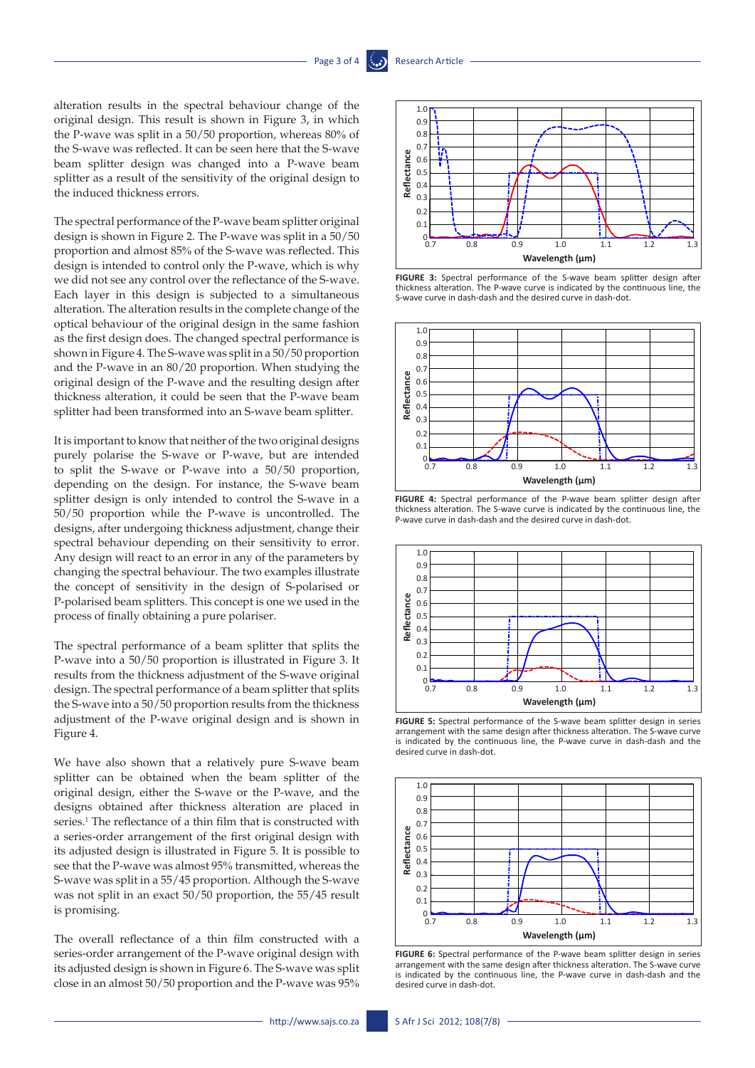alteration results in the spectral behaviour change of the original design. This result is shown in Figure 3, in which the P-wave was split in a 50/50 proportion, whereas 80% of the S-wave was reflected. It can be seen here that the S-wave beam splitter design was changed into a P-wave beam splitter as a result of the sensitivity of the original design to the induced thickness errors.

The spectral performance of the P-wave beam splitter original design is shown in Figure 2. The P-wave was split in a 50/50 proportion and almost 85% of the S-wave was reflected. This design is intended to control only the P-wave, which is why we did not see any control over the reflectance of the S-wave. Each layer in this design is subjected to a simultaneous alteration. The alteration results in the complete change of the optical behaviour of the original design in the same fashion as the first design does. The changed spectral performance is shown in Figure 4. The S-wave was split in a 50/50 proportion and the P-wave in an 80/20 proportion. When studying the original design of the P-wave and the resulting design after thickness alteration, it could be seen that the P-wave beam splitter had been transformed into an S-wave beam splitter.

It is important to know that neither of the two original designs purely polarise the S-wave or P-wave, but are intended to split the S-wave or P-wave into a 50/50 proportion, depending on the design. For instance, the S-wave beam splitter design is only intended to control the S-wave in a 50/50 proportion while the P-wave is uncontrolled. The designs, after undergoing thickness adjustment, change their spectral behaviour depending on their sensitivity to error. Any design will react to an error in any of the parameters by changing the spectral behaviour. The two examples illustrate the concept of sensitivity in the design of S-polarised or P-polarised beam splitters. This concept is one we used in the process of finally obtaining a pure polariser.

The spectral performance of a beam splitter that splits the P-wave into a 50/50 proportion is illustrated in Figure 3. It results from the thickness adjustment of the S-wave original design. The spectral performance of a beam splitter that splits the S-wave into a 50/50 proportion results from the thickness adjustment of the P-wave original design and is shown in Figure 4.

We have also shown that a relatively pure S-wave beam splitter can be obtained when the beam splitter of the original design, either the S-wave or the P-wave, and the designs obtained after thickness alteration are placed in series.[1] The reflectance of a thin film that is constructed with a series-order arrangement of the first original design with its adjusted design is illustrated in Figure 5. It is possible to see that the P-wave was almost 95% transmitted, whereas the S-wave was split in a 55/45 proportion. Although the S-wave was not split in an exact 50/50 proportion, the 55/45 result is promising.

The overall reflectance of a thin film constructed with a series-order arrangement of the P-wave original design with its adjusted design is shown in Figure 6. The S-wave was split close in an almost 50/50 proportion and the P-wave was 95%

**FIGURE 3:** Spectral performance of the S-wave beam splitter design after thickness alteration. The P-wave curve is indicated by the continuous line, the S-wave curve in dash-dash and the desired curve in dash-dot.

**FIGURE 4:** Spectral performance of the P-wave beam splitter design after thickness alteration. The S-wave curve is indicated by the continuous line, the P-wave curve in dash-dash and the desired curve in dash-dot.

**FIGURE 5:** Spectral performance of the S-wave beam splitter design in series arrangement with the same design after thickness alteration. The S-wave curve is indicated by the continuous line, the P-wave curve in dash-dash and the desired curve in dash-dot.

**FIGURE 6:** Spectral performance of the P-wave beam splitter design in series arrangement with the same design after thickness alteration. The S-wave curve is indicated by the continuous line, the P-wave curve in dash-dash and the desired curve in dash-dot.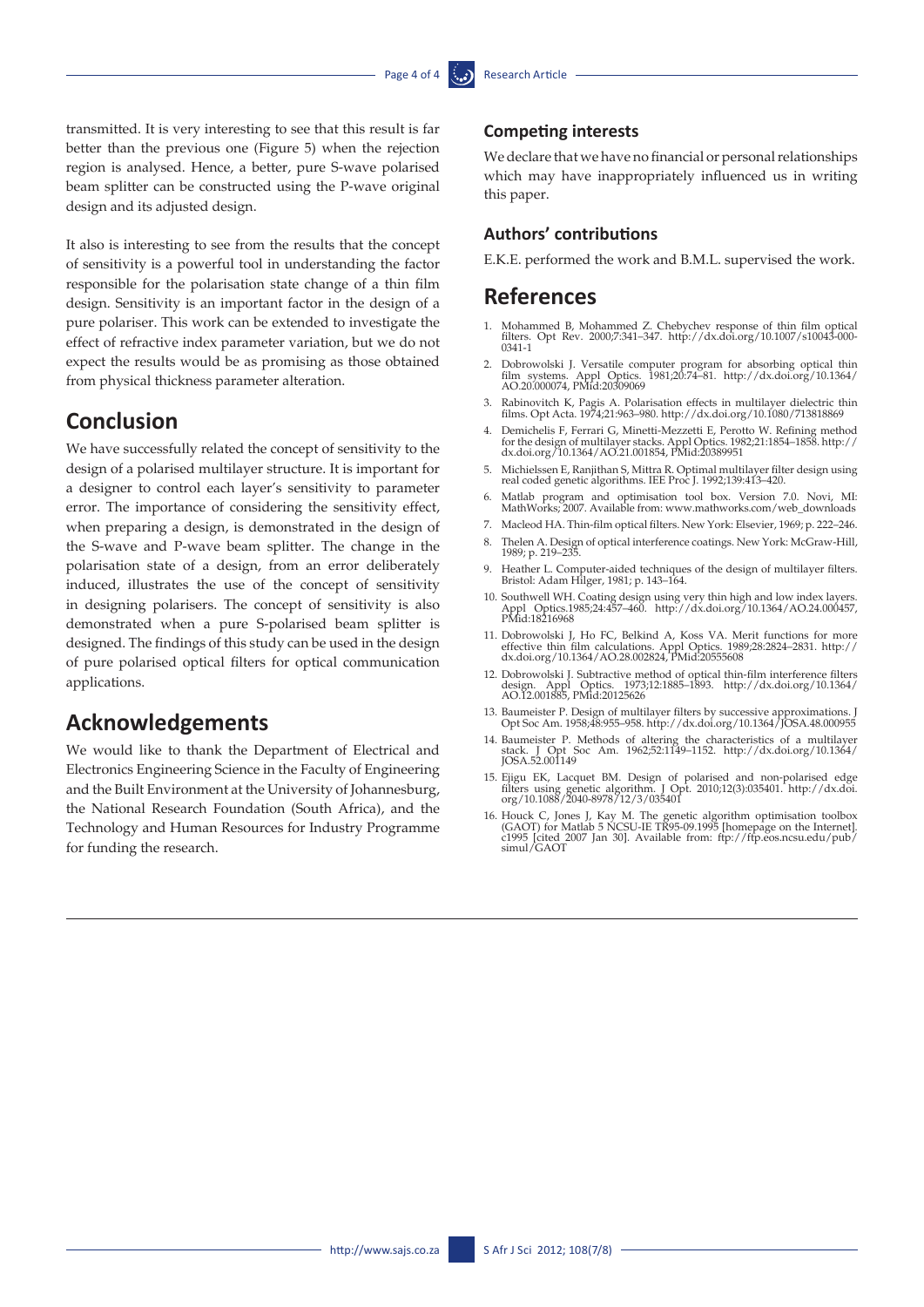transmitted. It is very interesting to see that this result is far better than the previous one (Figure 5) when the rejection region is analysed. Hence, a better, pure S-wave polarised beam splitter can be constructed using the P-wave original design and its adjusted design.

It also is interesting to see from the results that the concept of sensitivity is a powerful tool in understanding the factor responsible for the polarisation state change of a thin film design. Sensitivity is an important factor in the design of a pure polariser. This work can be extended to investigate the effect of refractive index parameter variation, but we do not expect the results would be as promising as those obtained from physical thickness parameter alteration.

## Conclusion

We have successfully related the concept of sensitivity to the design of a polarised multilayer structure. It is important for a designer to control each layer's sensitivity to parameter error. The importance of considering the sensitivity effect, when preparing a design, is demonstrated in the design of the S-wave and P-wave beam splitter. The change in the polarisation state of a design, from an error deliberately induced, illustrates the use of the concept of sensitivity in designing polarisers. The concept of sensitivity is also demonstrated when a pure S-polarised beam splitter is designed. The findings of this study can be used in the design of pure polarised optical filters for optical communication applications.

## Acknowledgements

We would like to thank the Department of Electrical and Electronics Engineering Science in the Faculty of Engineering and the Built Environment at the University of Johannesburg, the National Research Foundation (South Africa), and the Technology and Human Resources for Industry Programme for funding the research.

### Competing interests

We declare that we have no financial or personal relationships which may have inappropriately influenced us in writing this paper.

### Authors' contributions

E.K.E. performed the work and B.M.L. supervised the work.

## References

1. Mohammed B, Mohammed Z. Chebychev response of thin film optical filters. Opt Rev. 2000;7:341–347. http://dx.doi.org/10.1007/s10043-000-0341-1
2. Dobrowolski J. Versatile computer program for absorbing optical thin film systems. Appl Optics. 1981;20:74–81. http://dx.doi.org/10.1364/AO.20.000074, PMid:20309069
3. Rabinovitch K, Pagis A. Polarisation effects in multilayer dielectric thin films. Opt Acta. 1974;21:963–980. http://dx.doi.org/10.1080/713818869
4. Demichelis F, Ferrari G, Minetti-Mezzetti E, Perotto W. Refining method for the design of multilayer stacks. Appl Optics. 1982;21:1854–1858. http://dx.doi.org/10.1364/AO.21.001854, PMid:20389951
5. Michielssen E, Ranjithan S, Mittra R. Optimal multilayer filter design using real coded genetic algorithms. IEE Proc J. 1992;139:413–420.
6. Matlab program and optimisation tool box. Version 7.0. Novi, MI: MathWorks; 2007. Available from: www.mathworks.com/web_downloads
7. Macleod HA. Thin-film optical filters. New York: Elsevier, 1969; p. 222–246.
8. Thelen A. Design of optical interference coatings. New York: McGraw-Hill, 1989; p. 219–235.
9. Heather L. Computer-aided techniques of the design of multilayer filters. Bristol: Adam Hilger, 1981; p. 143–164.
10. Southwell WH. Coating design using very thin high and low index layers. Appl Optics.1985;24:457–460. http://dx.doi.org/10.1364/AO.24.000457, PMid:18216968
11. Dobrowolski J, Ho FC, Belkind A, Koss VA. Merit functions for more effective thin film calculations. Appl Optics. 1989;28:2824–2831. http://dx.doi.org/10.1364/AO.28.002824, PMid:20555608
12. Dobrowolski J. Subtractive method of optical thin-film interference filters design. Appl Optics. 1973;12:1885–1893. http://dx.doi.org/10.1364/AO.12.001885, PMid:20125626
13. Baumeister P. Design of multilayer filters by successive approximations. J Opt Soc Am. 1958;48:955–958. http://dx.doi.org/10.1364/JOSA.48.000955
14. Baumeister P. Methods of altering the characteristics of a multilayer stack. J Opt Soc Am. 1962;52:1149–1152. http://dx.doi.org/10.1364/JOSA.52.001149
15. Ejigu EK, Lacquet BM. Design of polarised and non-polarised edge filters using genetic algorithm. J Opt. 2010;12(3):035401. http://dx.doi.org/10.1088/2040-8978/12/3/035401
16. Houck C, Jones J, Kay M. The genetic algorithm optimisation toolbox (GAOT) for Matlab 5 NCSU-IE TR95-09.1995 [homepage on the Internet]. c1995 [cited 2007 Jan 30]. Available from: ftp://ftp.eos.ncsu.edu/pub/simul/GAOT